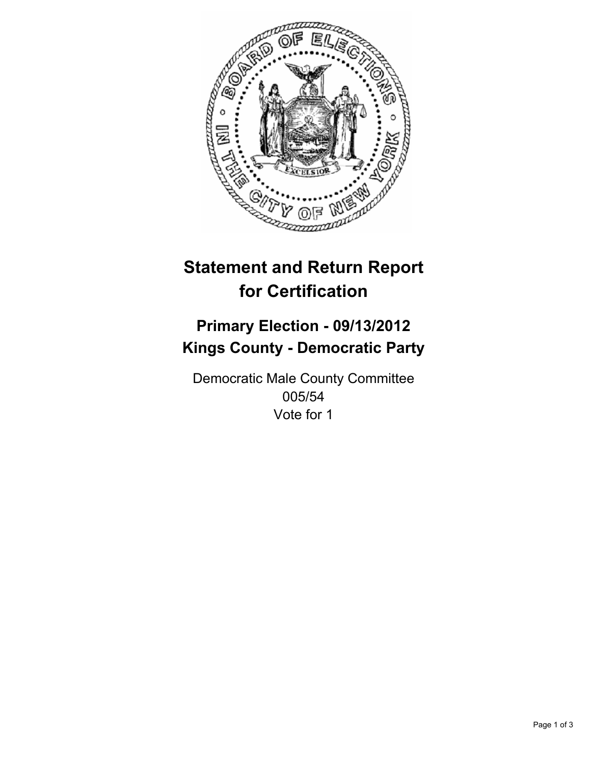# Statement and Return Report for Certification

## Primary Election - 09/13/2012
## Kings County - Democratic Party

Democratic Male County Committee
005/54
Vote for 1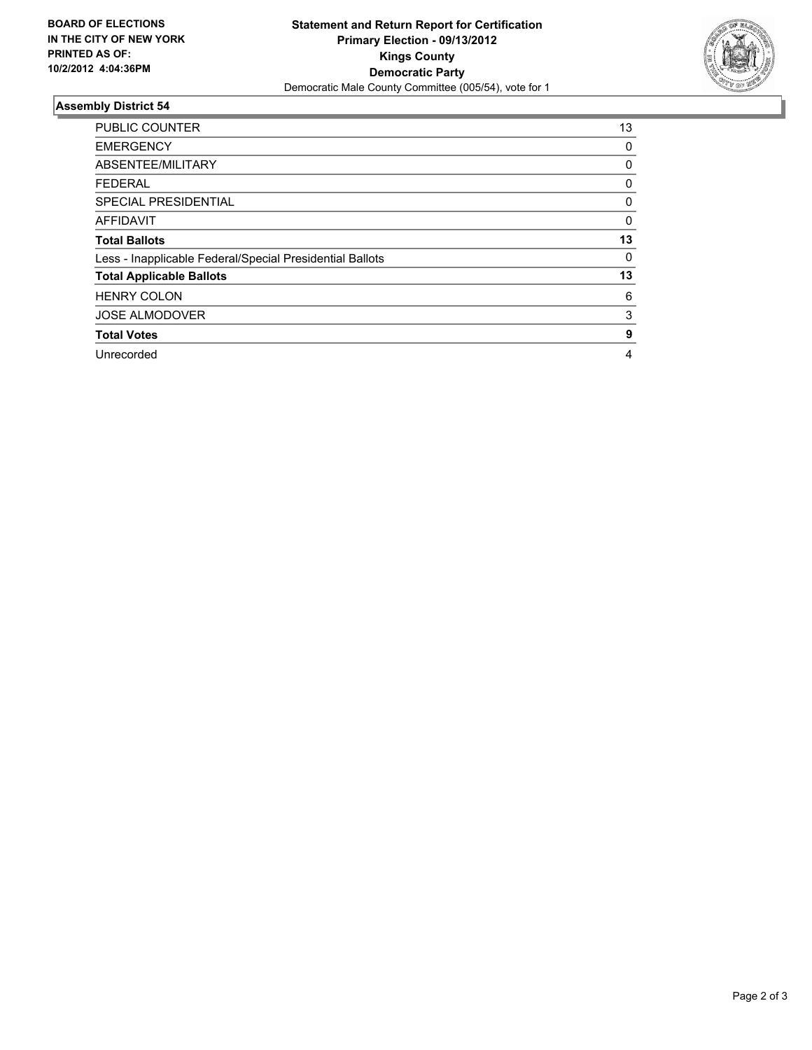**BOARD OF ELECTIONS**
**IN THE CITY OF NEW YORK**
**PRINTED AS OF:**
**10/2/2012 4:04:36PM**

**Statement and Return Report for Certification**
**Primary Election - 09/13/2012**
**Kings County**
**Democratic Party**
Democratic Male County Committee (005/54), vote for 1

### Assembly District 54

| | |
|---|---|
| PUBLIC COUNTER | 13 |
| EMERGENCY | 0 |
| ABSENTEE/MILITARY | 0 |
| FEDERAL | 0 |
| SPECIAL PRESIDENTIAL | 0 |
| AFFIDAVIT | 0 |
| **Total Ballots** | **13** |
| Less - Inapplicable Federal/Special Presidential Ballots | 0 |
| **Total Applicable Ballots** | **13** |
| HENRY COLON | 6 |
| JOSE ALMODOVER | 3 |
| **Total Votes** | **9** |
| Unrecorded | 4 |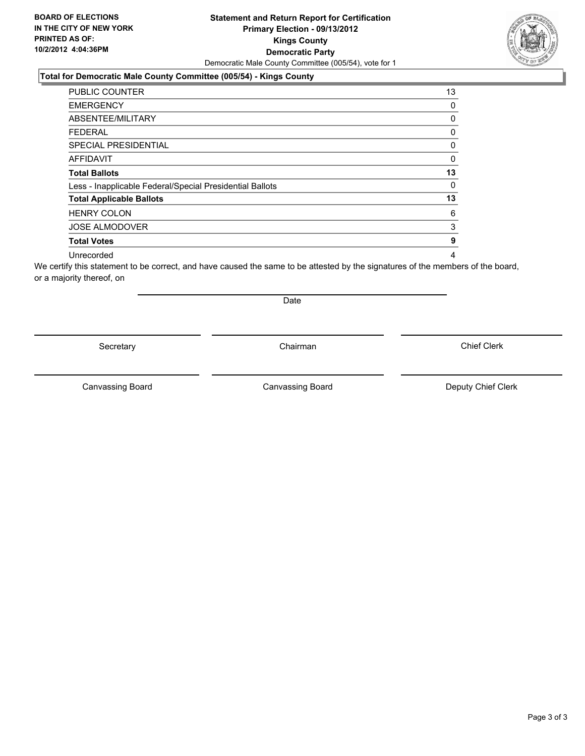**BOARD OF ELECTIONS IN THE CITY OF NEW YORK PRINTED AS OF: 10/2/2012 4:04:36PM**

**Statement and Return Report for Certification**
**Primary Election - 09/13/2012**
**Kings County**
**Democratic Party**
Democratic Male County Committee (005/54), vote for 1

### Total for Democratic Male County Committee (005/54) - Kings County

| | |
|---|---|
| PUBLIC COUNTER | 13 |
| EMERGENCY | 0 |
| ABSENTEE/MILITARY | 0 |
| FEDERAL | 0 |
| SPECIAL PRESIDENTIAL | 0 |
| AFFIDAVIT | 0 |
| **Total Ballots** | **13** |
| Less - Inapplicable Federal/Special Presidential Ballots | 0 |
| **Total Applicable Ballots** | **13** |
| HENRY COLON | 6 |
| JOSE ALMODOVER | 3 |
| **Total Votes** | **9** |
| Unrecorded | 4 |

We certify this statement to be correct, and have caused the same to be attested by the signatures of the members of the board, or a majority thereof, on

Date

Secretary | Chairman | Chief Clerk

Canvassing Board | Canvassing Board | Deputy Chief Clerk